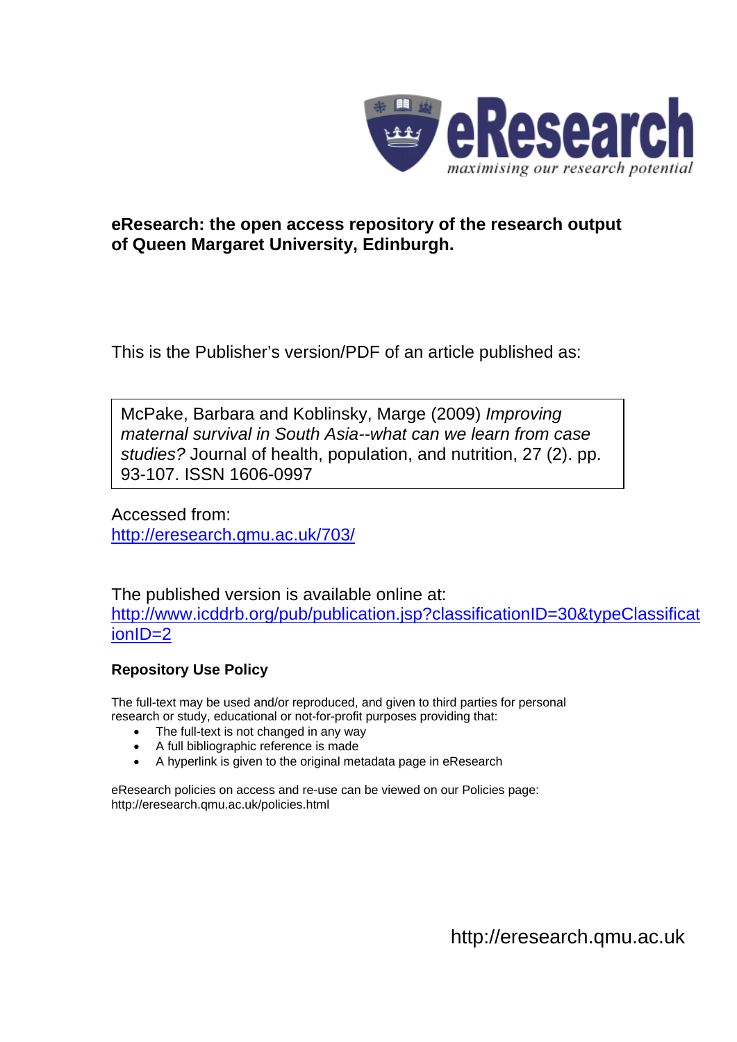eResearch

*maximising our research potential*

**eResearch: the open access repository of the research output of Queen Margaret University, Edinburgh.**

This is the Publisher's version/PDF of an article published as:

McPake, Barbara and Koblinsky, Marge (2009) *Improving maternal survival in South Asia--what can we learn from case studies?* Journal of health, population, and nutrition, 27 (2). pp. 93-107. ISSN 1606-0997

Accessed from:
http://eresearch.qmu.ac.uk/703/

The published version is available online at:
http://www.icddrb.org/pub/publication.jsp?classificationID=30&typeClassificationID=2

**Repository Use Policy**

The full-text may be used and/or reproduced, and given to third parties for personal research or study, educational or not-for-profit purposes providing that:

- The full-text is not changed in any way
- A full bibliographic reference is made
- A hyperlink is given to the original metadata page in eResearch

eResearch policies on access and re-use can be viewed on our Policies page: http://eresearch.qmu.ac.uk/policies.html

http://eresearch.qmu.ac.uk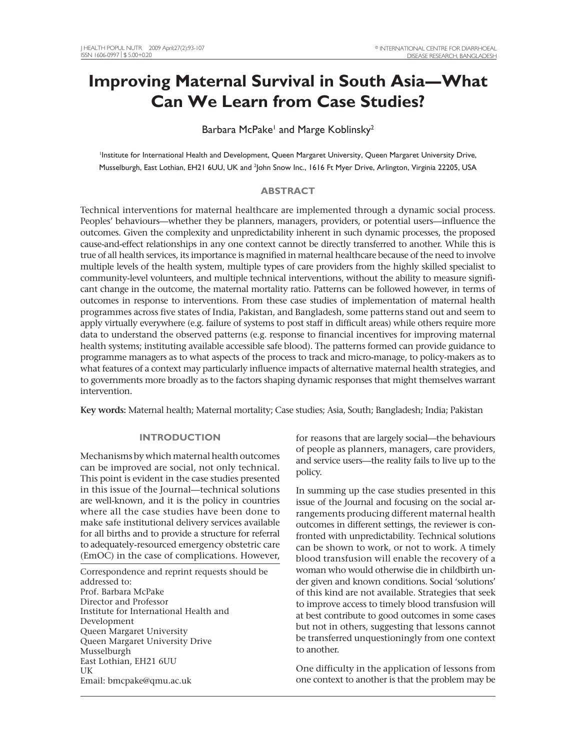# Improving Maternal Survival in South Asia—What Can We Learn from Case Studies?

Barbara McPake[1] and Marge Koblinsky[2]

[1]Institute for International Health and Development, Queen Margaret University, Queen Margaret University Drive, Musselburgh, East Lothian, EH21 6UU, UK and [2]John Snow Inc., 1616 Ft Myer Drive, Arlington, Virginia 22205, USA

## ABSTRACT

Technical interventions for maternal healthcare are implemented through a dynamic social process. Peoples' behaviours—whether they be planners, managers, providers, or potential users—influence the outcomes. Given the complexity and unpredictability inherent in such dynamic processes, the proposed cause-and-effect relationships in any one context cannot be directly transferred to another. While this is true of all health services, its importance is magnified in maternal healthcare because of the need to involve multiple levels of the health system, multiple types of care providers from the highly skilled specialist to community-level volunteers, and multiple technical interventions, without the ability to measure significant change in the outcome, the maternal mortality ratio. Patterns can be followed however, in terms of outcomes in response to interventions. From these case studies of implementation of maternal health programmes across five states of India, Pakistan, and Bangladesh, some patterns stand out and seem to apply virtually everywhere (e.g. failure of systems to post staff in difficult areas) while others require more data to understand the observed patterns (e.g. response to financial incentives for improving maternal health systems; instituting available accessible safe blood). The patterns formed can provide guidance to programme managers as to what aspects of the process to track and micro-manage, to policy-makers as to what features of a context may particularly influence impacts of alternative maternal health strategies, and to governments more broadly as to the factors shaping dynamic responses that might themselves warrant intervention.

**Key words:** Maternal health; Maternal mortality; Case studies; Asia, South; Bangladesh; India; Pakistan

## INTRODUCTION

Mechanisms by which maternal health outcomes can be improved are social, not only technical. This point is evident in the case studies presented in this issue of the Journal—technical solutions are well-known, and it is the policy in countries where all the case studies have been done to make safe institutional delivery services available for all births and to provide a structure for referral to adequately-resourced emergency obstetric care (EmOC) in the case of complications. However, for reasons that are largely social—the behaviours of people as planners, managers, care providers, and service users—the reality fails to live up to the policy.

In summing up the case studies presented in this issue of the Journal and focusing on the social arrangements producing different maternal health outcomes in different settings, the reviewer is confronted with unpredictability. Technical solutions can be shown to work, or not to work. A timely blood transfusion will enable the recovery of a woman who would otherwise die in childbirth under given and known conditions. Social 'solutions' of this kind are not available. Strategies that seek to improve access to timely blood transfusion will at best contribute to good outcomes in some cases but not in others, suggesting that lessons cannot be transferred unquestioningly from one context to another.

One difficulty in the application of lessons from one context to another is that the problem may be

Correspondence and reprint requests should be addressed to:
Prof. Barbara McPake
Director and Professor
Institute for International Health and Development
Queen Margaret University
Queen Margaret University Drive
Musselburgh
East Lothian, EH21 6UU
UK
Email: bmcpake@qmu.ac.uk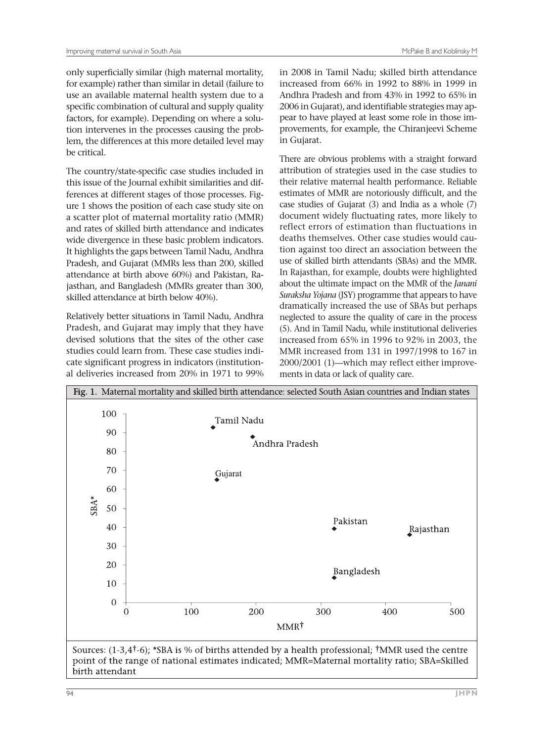only superficially similar (high maternal mortality, for example) rather than similar in detail (failure to use an available maternal health system due to a specific combination of cultural and supply quality factors, for example). Depending on where a solution intervenes in the processes causing the problem, the differences at this more detailed level may be critical.

The country/state-specific case studies included in this issue of the Journal exhibit similarities and differences at different stages of those processes. Figure 1 shows the position of each case study site on a scatter plot of maternal mortality ratio (MMR) and rates of skilled birth attendance and indicates wide divergence in these basic problem indicators. It highlights the gaps between Tamil Nadu, Andhra Pradesh, and Gujarat (MMRs less than 200, skilled attendance at birth above 60%) and Pakistan, Rajasthan, and Bangladesh (MMRs greater than 300, skilled attendance at birth below 40%).

Relatively better situations in Tamil Nadu, Andhra Pradesh, and Gujarat may imply that they have devised solutions that the sites of the other case studies could learn from. These case studies indicate significant progress in indicators (institutional deliveries increased from 20% in 1971 to 99% in 2008 in Tamil Nadu; skilled birth attendance increased from 66% in 1992 to 88% in 1999 in Andhra Pradesh and from 43% in 1992 to 65% in 2006 in Gujarat), and identifiable strategies may appear to have played at least some role in those improvements, for example, the Chiranjeevi Scheme in Gujarat.

There are obvious problems with a straight forward attribution of strategies used in the case studies to their relative maternal health performance. Reliable estimates of MMR are notoriously difficult, and the case studies of Gujarat (3) and India as a whole (7) document widely fluctuating rates, more likely to reflect errors of estimation than fluctuations in deaths themselves. Other case studies would caution against too direct an association between the use of skilled birth attendants (SBAs) and the MMR. In Rajasthan, for example, doubts were highlighted about the ultimate impact on the MMR of the *Janani Suraksha Yojana* (JSY) programme that appears to have dramatically increased the use of SBAs but perhaps neglected to assure the quality of care in the process (5). And in Tamil Nadu, while institutional deliveries increased from 65% in 1996 to 92% in 2003, the MMR increased from 131 in 1997/1998 to 167 in 2000/2001 (1)—which may reflect either improvements in data or lack of quality care.

**Fig. 1.** Maternal mortality and skilled birth attendance: selected South Asian countries and Indian states

| Site | MMR† (approx.) | SBA* (approx.) |
|---|---|---|
| Tamil Nadu | 135 | 93 |
| Andhra Pradesh | 195 | 88 |
| Gujarat | 140 | 65 |
| Pakistan | 320 | 39 |
| Rajasthan | 435 | 36 |
| Bangladesh | 320 | 13 |

Sources: (1-3,4†-6); *SBA is % of births attended by a health professional; †MMR used the centre point of the range of national estimates indicated; MMR=Maternal mortality ratio; SBA=Skilled birth attendant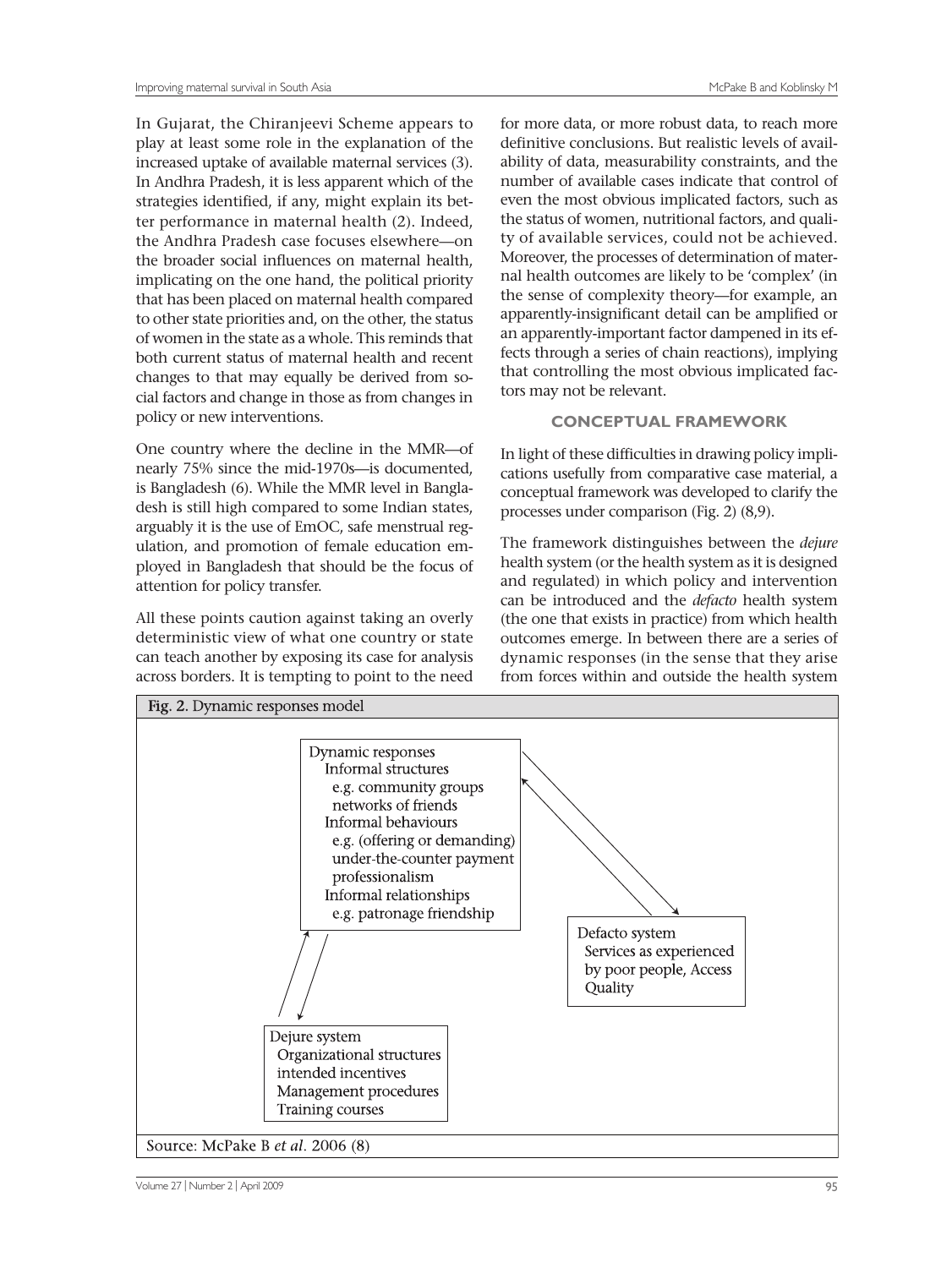In Gujarat, the Chiranjeevi Scheme appears to play at least some role in the explanation of the increased uptake of available maternal services (3). In Andhra Pradesh, it is less apparent which of the strategies identified, if any, might explain its better performance in maternal health (2). Indeed, the Andhra Pradesh case focuses elsewhere—on the broader social influences on maternal health, implicating on the one hand, the political priority that has been placed on maternal health compared to other state priorities and, on the other, the status of women in the state as a whole. This reminds that both current status of maternal health and recent changes to that may equally be derived from social factors and change in those as from changes in policy or new interventions.

One country where the decline in the MMR—of nearly 75% since the mid-1970s—is documented, is Bangladesh (6). While the MMR level in Bangladesh is still high compared to some Indian states, arguably it is the use of EmOC, safe menstrual regulation, and promotion of female education employed in Bangladesh that should be the focus of attention for policy transfer.

All these points caution against taking an overly deterministic view of what one country or state can teach another by exposing its case for analysis across borders. It is tempting to point to the need for more data, or more robust data, to reach more definitive conclusions. But realistic levels of availability of data, measurability constraints, and the number of available cases indicate that control of even the most obvious implicated factors, such as the status of women, nutritional factors, and quality of available services, could not be achieved. Moreover, the processes of determination of maternal health outcomes are likely to be 'complex' (in the sense of complexity theory—for example, an apparently-insignificant detail can be amplified or an apparently-important factor dampened in its effects through a series of chain reactions), implying that controlling the most obvious implicated factors may not be relevant.

## CONCEPTUAL FRAMEWORK

In light of these difficulties in drawing policy implications usefully from comparative case material, a conceptual framework was developed to clarify the processes under comparison (Fig. 2) (8,9).

The framework distinguishes between the *dejure* health system (or the health system as it is designed and regulated) in which policy and intervention can be introduced and the *defacto* health system (the one that exists in practice) from which health outcomes emerge. In between there are a series of dynamic responses (in the sense that they arise from forces within and outside the health system

**Fig. 2.** Dynamic responses model

Dynamic responses
- Informal structures
  - e.g. community groups networks of friends
- Informal behaviours
  - e.g. (offering or demanding) under-the-counter payment professionalism
- Informal relationships
  - e.g. patronage friendship

Defacto system
- Services as experienced by poor people, Access
- Quality

Dejure system
- Organizational structures
- intended incentives
- Management procedures
- Training courses

Source: McPake B *et al*. 2006 (8)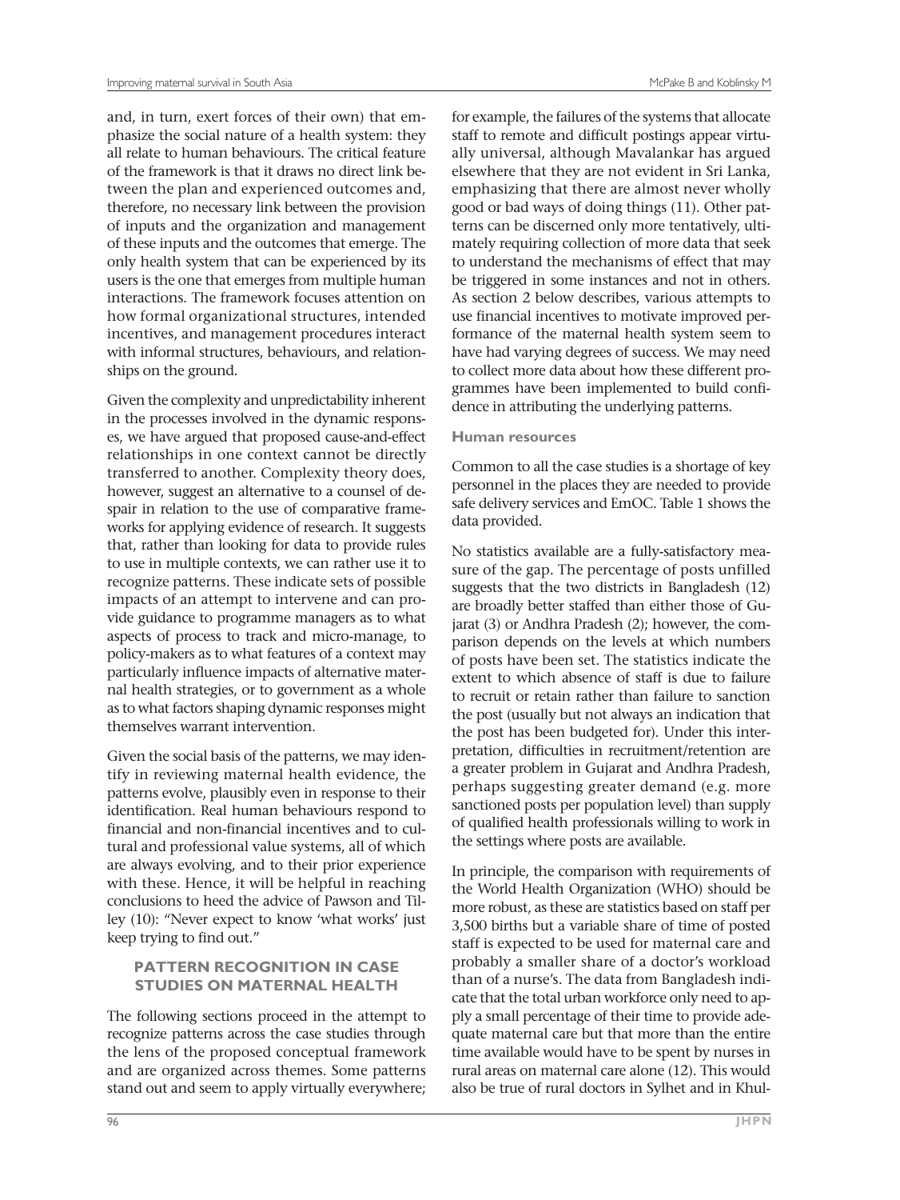and, in turn, exert forces of their own) that emphasize the social nature of a health system: they all relate to human behaviours. The critical feature of the framework is that it draws no direct link between the plan and experienced outcomes and, therefore, no necessary link between the provision of inputs and the organization and management of these inputs and the outcomes that emerge. The only health system that can be experienced by its users is the one that emerges from multiple human interactions. The framework focuses attention on how formal organizational structures, intended incentives, and management procedures interact with informal structures, behaviours, and relationships on the ground.

Given the complexity and unpredictability inherent in the processes involved in the dynamic responses, we have argued that proposed cause-and-effect relationships in one context cannot be directly transferred to another. Complexity theory does, however, suggest an alternative to a counsel of despair in relation to the use of comparative frameworks for applying evidence of research. It suggests that, rather than looking for data to provide rules to use in multiple contexts, we can rather use it to recognize patterns. These indicate sets of possible impacts of an attempt to intervene and can provide guidance to programme managers as to what aspects of process to track and micro-manage, to policy-makers as to what features of a context may particularly influence impacts of alternative maternal health strategies, or to government as a whole as to what factors shaping dynamic responses might themselves warrant intervention.

Given the social basis of the patterns, we may identify in reviewing maternal health evidence, the patterns evolve, plausibly even in response to their identification. Real human behaviours respond to financial and non-financial incentives and to cultural and professional value systems, all of which are always evolving, and to their prior experience with these. Hence, it will be helpful in reaching conclusions to heed the advice of Pawson and Tilley (10): "Never expect to know 'what works' just keep trying to find out."

## PATTERN RECOGNITION IN CASE STUDIES ON MATERNAL HEALTH

The following sections proceed in the attempt to recognize patterns across the case studies through the lens of the proposed conceptual framework and are organized across themes. Some patterns stand out and seem to apply virtually everywhere; for example, the failures of the systems that allocate staff to remote and difficult postings appear virtually universal, although Mavalankar has argued elsewhere that they are not evident in Sri Lanka, emphasizing that there are almost never wholly good or bad ways of doing things (11). Other patterns can be discerned only more tentatively, ultimately requiring collection of more data that seek to understand the mechanisms of effect that may be triggered in some instances and not in others. As section 2 below describes, various attempts to use financial incentives to motivate improved performance of the maternal health system seem to have had varying degrees of success. We may need to collect more data about how these different programmes have been implemented to build confidence in attributing the underlying patterns.

### Human resources

Common to all the case studies is a shortage of key personnel in the places they are needed to provide safe delivery services and EmOC. Table 1 shows the data provided.

No statistics available are a fully-satisfactory measure of the gap. The percentage of posts unfilled suggests that the two districts in Bangladesh (12) are broadly better staffed than either those of Gujarat (3) or Andhra Pradesh (2); however, the comparison depends on the levels at which numbers of posts have been set. The statistics indicate the extent to which absence of staff is due to failure to recruit or retain rather than failure to sanction the post (usually but not always an indication that the post has been budgeted for). Under this interpretation, difficulties in recruitment/retention are a greater problem in Gujarat and Andhra Pradesh, perhaps suggesting greater demand (e.g. more sanctioned posts per population level) than supply of qualified health professionals willing to work in the settings where posts are available.

In principle, the comparison with requirements of the World Health Organization (WHO) should be more robust, as these are statistics based on staff per 3,500 births but a variable share of time of posted staff is expected to be used for maternal care and probably a smaller share of a doctor's workload than of a nurse's. The data from Bangladesh indicate that the total urban workforce only need to apply a small percentage of their time to provide adequate maternal care but that more than the entire time available would have to be spent by nurses in rural areas on maternal care alone (12). This would also be true of rural doctors in Sylhet and in Khul-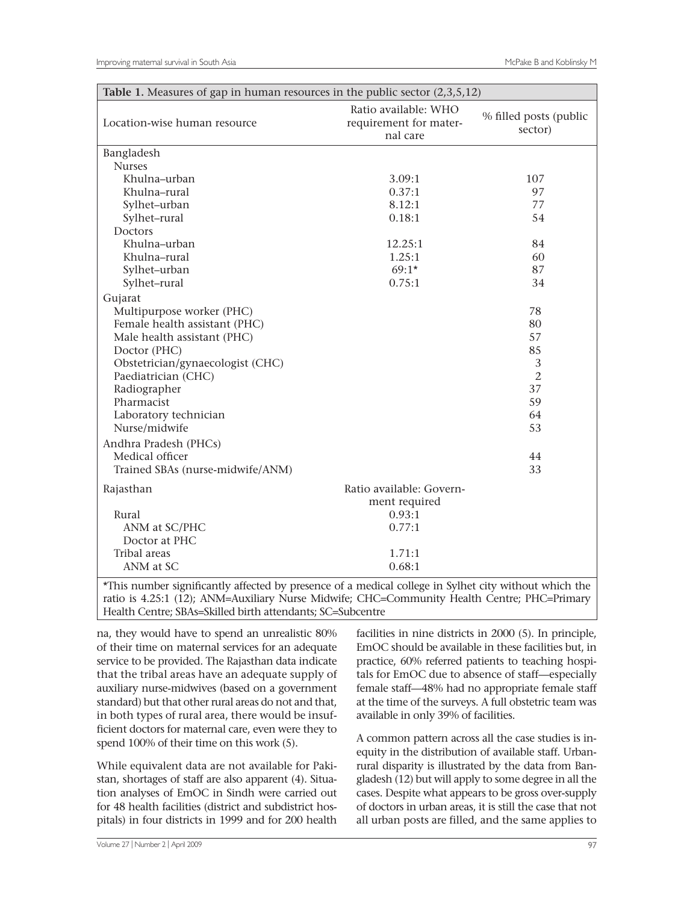**Table 1.** Measures of gap in human resources in the public sector (2,3,5,12)

| Location-wise human resource | Ratio available: WHO requirement for maternal care | % filled posts (public sector) |
|---|---|---|
| Bangladesh | | |
| Nurses | | |
| Khulna–urban | 3.09:1 | 107 |
| Khulna–rural | 0.37:1 | 97 |
| Sylhet–urban | 8.12:1 | 77 |
| Sylhet–rural | 0.18:1 | 54 |
| Doctors | | |
| Khulna–urban | 12.25:1 | 84 |
| Khulna–rural | 1.25:1 | 60 |
| Sylhet–urban | 69:1* | 87 |
| Sylhet–rural | 0.75:1 | 34 |
| Gujarat | | |
| Multipurpose worker (PHC) | | 78 |
| Female health assistant (PHC) | | 80 |
| Male health assistant (PHC) | | 57 |
| Doctor (PHC) | | 85 |
| Obstetrician/gynaecologist (CHC) | | 3 |
| Paediatrician (CHC) | | 2 |
| Radiographer | | 37 |
| Pharmacist | | 59 |
| Laboratory technician | | 64 |
| Nurse/midwife | | 53 |
| Andhra Pradesh (PHCs) | | |
| Medical officer | | 44 |
| Trained SBAs (nurse-midwife/ANM) | | 33 |
| Rajasthan | Ratio available: Government required | |
| Rural | 0.93:1 | |
| ANM at SC/PHC | 0.77:1 | |
| Doctor at PHC | | |
| Tribal areas | 1.71:1 | |
| ANM at SC | 0.68:1 | |

*This number significantly affected by presence of a medical college in Sylhet city without which the ratio is 4.25:1 (12); ANM=Auxiliary Nurse Midwife; CHC=Community Health Centre; PHC=Primary Health Centre; SBAs=Skilled birth attendants; SC=Subcentre

na, they would have to spend an unrealistic 80% of their time on maternal services for an adequate service to be provided. The Rajasthan data indicate that the tribal areas have an adequate supply of auxiliary nurse-midwives (based on a government standard) but that other rural areas do not and that, in both types of rural area, there would be insufficient doctors for maternal care, even were they to spend 100% of their time on this work (5).

While equivalent data are not available for Pakistan, shortages of staff are also apparent (4). Situation analyses of EmOC in Sindh were carried out for 48 health facilities (district and subdistrict hospitals) in four districts in 1999 and for 200 health facilities in nine districts in 2000 (5). In principle, EmOC should be available in these facilities but, in practice, 60% referred patients to teaching hospitals for EmOC due to absence of staff—especially female staff—48% had no appropriate female staff at the time of the surveys. A full obstetric team was available in only 39% of facilities.

A common pattern across all the case studies is inequity in the distribution of available staff. Urban-rural disparity is illustrated by the data from Bangladesh (12) but will apply to some degree in all the cases. Despite what appears to be gross over-supply of doctors in urban areas, it is still the case that not all urban posts are filled, and the same applies to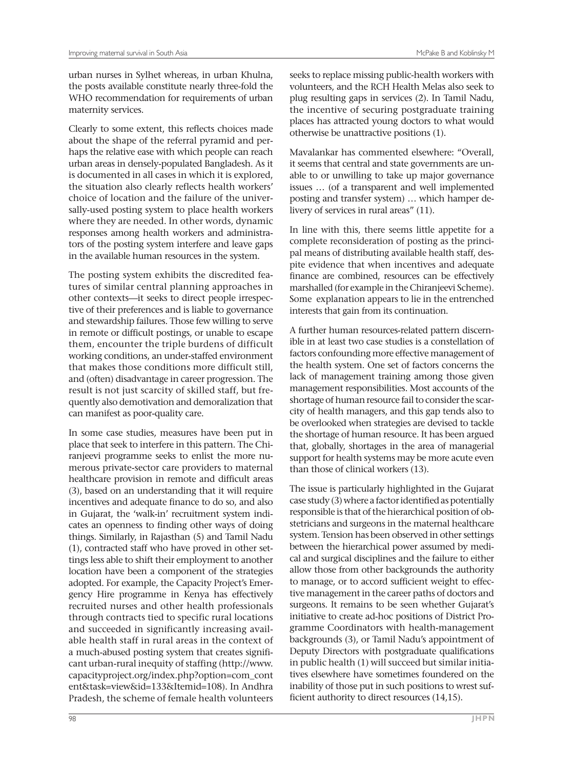urban nurses in Sylhet whereas, in urban Khulna, the posts available constitute nearly three-fold the WHO recommendation for requirements of urban maternity services.

Clearly to some extent, this reflects choices made about the shape of the referral pyramid and perhaps the relative ease with which people can reach urban areas in densely-populated Bangladesh. As it is documented in all cases in which it is explored, the situation also clearly reflects health workers' choice of location and the failure of the universally-used posting system to place health workers where they are needed. In other words, dynamic responses among health workers and administrators of the posting system interfere and leave gaps in the available human resources in the system.

The posting system exhibits the discredited features of similar central planning approaches in other contexts—it seeks to direct people irrespective of their preferences and is liable to governance and stewardship failures. Those few willing to serve in remote or difficult postings, or unable to escape them, encounter the triple burdens of difficult working conditions, an under-staffed environment that makes those conditions more difficult still, and (often) disadvantage in career progression. The result is not just scarcity of skilled staff, but frequently also demotivation and demoralization that can manifest as poor-quality care.

In some case studies, measures have been put in place that seek to interfere in this pattern. The Chiranjeevi programme seeks to enlist the more numerous private-sector care providers to maternal healthcare provision in remote and difficult areas (3), based on an understanding that it will require incentives and adequate finance to do so, and also in Gujarat, the 'walk-in' recruitment system indicates an openness to finding other ways of doing things. Similarly, in Rajasthan (5) and Tamil Nadu (1), contracted staff who have proved in other settings less able to shift their employment to another location have been a component of the strategies adopted. For example, the Capacity Project's Emergency Hire programme in Kenya has effectively recruited nurses and other health professionals through contracts tied to specific rural locations and succeeded in significantly increasing available health staff in rural areas in the context of a much-abused posting system that creates significant urban-rural inequity of staffing (http://www.capacityproject.org/index.php?option=com_content&task=view&id=133&Itemid=108). In Andhra Pradesh, the scheme of female health volunteers seeks to replace missing public-health workers with volunteers, and the RCH Health Melas also seek to plug resulting gaps in services (2). In Tamil Nadu, the incentive of securing postgraduate training places has attracted young doctors to what would otherwise be unattractive positions (1).

Mavalankar has commented elsewhere: "Overall, it seems that central and state governments are unable to or unwilling to take up major governance issues … (of a transparent and well implemented posting and transfer system) … which hamper delivery of services in rural areas" (11).

In line with this, there seems little appetite for a complete reconsideration of posting as the principal means of distributing available health staff, despite evidence that when incentives and adequate finance are combined, resources can be effectively marshalled (for example in the Chiranjeevi Scheme). Some explanation appears to lie in the entrenched interests that gain from its continuation.

A further human resources-related pattern discernible in at least two case studies is a constellation of factors confounding more effective management of the health system. One set of factors concerns the lack of management training among those given management responsibilities. Most accounts of the shortage of human resource fail to consider the scarcity of health managers, and this gap tends also to be overlooked when strategies are devised to tackle the shortage of human resource. It has been argued that, globally, shortages in the area of managerial support for health systems may be more acute even than those of clinical workers (13).

The issue is particularly highlighted in the Gujarat case study (3) where a factor identified as potentially responsible is that of the hierarchical position of obstetricians and surgeons in the maternal healthcare system. Tension has been observed in other settings between the hierarchical power assumed by medical and surgical disciplines and the failure to either allow those from other backgrounds the authority to manage, or to accord sufficient weight to effective management in the career paths of doctors and surgeons. It remains to be seen whether Gujarat's initiative to create ad-hoc positions of District Programme Coordinators with health-management backgrounds (3), or Tamil Nadu's appointment of Deputy Directors with postgraduate qualifications in public health (1) will succeed but similar initiatives elsewhere have sometimes foundered on the inability of those put in such positions to wrest sufficient authority to direct resources (14,15).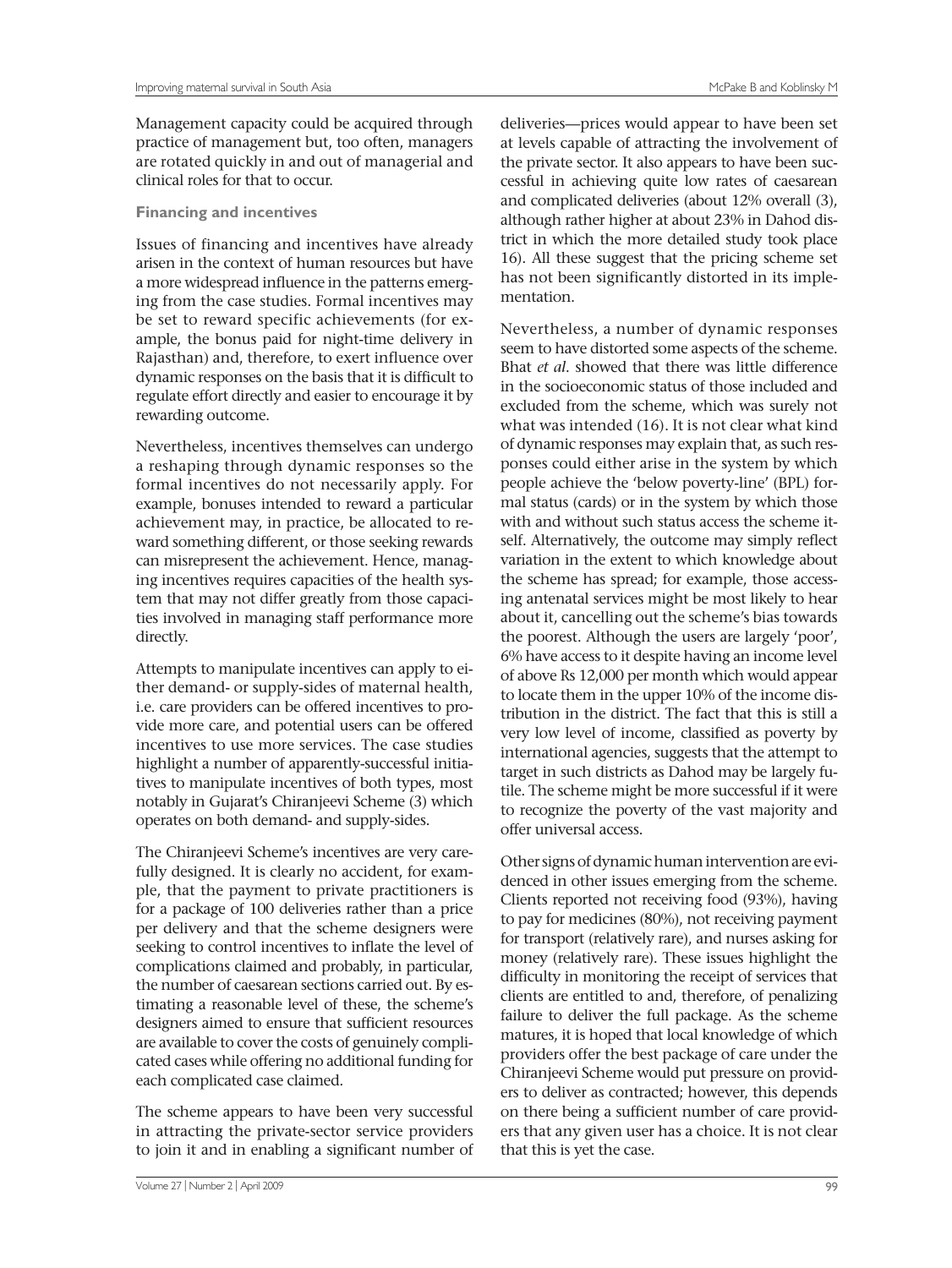Management capacity could be acquired through practice of management but, too often, managers are rotated quickly in and out of managerial and clinical roles for that to occur.

### Financing and incentives

Issues of financing and incentives have already arisen in the context of human resources but have a more widespread influence in the patterns emerging from the case studies. Formal incentives may be set to reward specific achievements (for example, the bonus paid for night-time delivery in Rajasthan) and, therefore, to exert influence over dynamic responses on the basis that it is difficult to regulate effort directly and easier to encourage it by rewarding outcome.

Nevertheless, incentives themselves can undergo a reshaping through dynamic responses so the formal incentives do not necessarily apply. For example, bonuses intended to reward a particular achievement may, in practice, be allocated to reward something different, or those seeking rewards can misrepresent the achievement. Hence, managing incentives requires capacities of the health system that may not differ greatly from those capacities involved in managing staff performance more directly.

Attempts to manipulate incentives can apply to either demand- or supply-sides of maternal health, i.e. care providers can be offered incentives to provide more care, and potential users can be offered incentives to use more services. The case studies highlight a number of apparently-successful initiatives to manipulate incentives of both types, most notably in Gujarat's Chiranjeevi Scheme (3) which operates on both demand- and supply-sides.

The Chiranjeevi Scheme's incentives are very carefully designed. It is clearly no accident, for example, that the payment to private practitioners is for a package of 100 deliveries rather than a price per delivery and that the scheme designers were seeking to control incentives to inflate the level of complications claimed and probably, in particular, the number of caesarean sections carried out. By estimating a reasonable level of these, the scheme's designers aimed to ensure that sufficient resources are available to cover the costs of genuinely complicated cases while offering no additional funding for each complicated case claimed.

The scheme appears to have been very successful in attracting the private-sector service providers to join it and in enabling a significant number of deliveries—prices would appear to have been set at levels capable of attracting the involvement of the private sector. It also appears to have been successful in achieving quite low rates of caesarean and complicated deliveries (about 12% overall (3), although rather higher at about 23% in Dahod district in which the more detailed study took place 16). All these suggest that the pricing scheme set has not been significantly distorted in its implementation.

Nevertheless, a number of dynamic responses seem to have distorted some aspects of the scheme. Bhat *et al*. showed that there was little difference in the socioeconomic status of those included and excluded from the scheme, which was surely not what was intended (16). It is not clear what kind of dynamic responses may explain that, as such responses could either arise in the system by which people achieve the 'below poverty-line' (BPL) formal status (cards) or in the system by which those with and without such status access the scheme itself. Alternatively, the outcome may simply reflect variation in the extent to which knowledge about the scheme has spread; for example, those accessing antenatal services might be most likely to hear about it, cancelling out the scheme's bias towards the poorest. Although the users are largely 'poor', 6% have access to it despite having an income level of above Rs 12,000 per month which would appear to locate them in the upper 10% of the income distribution in the district. The fact that this is still a very low level of income, classified as poverty by international agencies, suggests that the attempt to target in such districts as Dahod may be largely futile. The scheme might be more successful if it were to recognize the poverty of the vast majority and offer universal access.

Other signs of dynamic human intervention are evidenced in other issues emerging from the scheme. Clients reported not receiving food (93%), having to pay for medicines (80%), not receiving payment for transport (relatively rare), and nurses asking for money (relatively rare). These issues highlight the difficulty in monitoring the receipt of services that clients are entitled to and, therefore, of penalizing failure to deliver the full package. As the scheme matures, it is hoped that local knowledge of which providers offer the best package of care under the Chiranjeevi Scheme would put pressure on providers to deliver as contracted; however, this depends on there being a sufficient number of care providers that any given user has a choice. It is not clear that this is yet the case.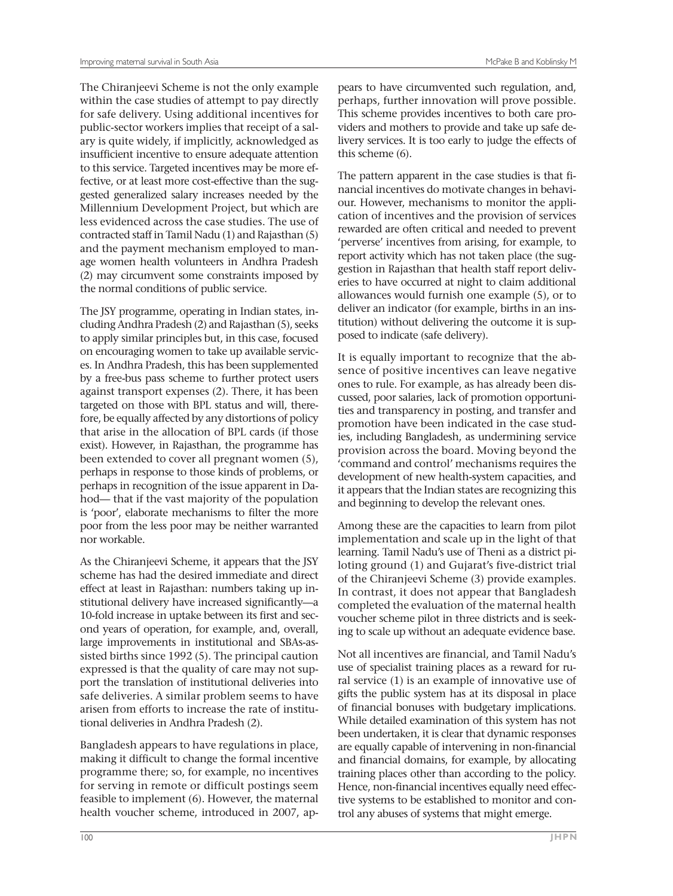The Chiranjeevi Scheme is not the only example within the case studies of attempt to pay directly for safe delivery. Using additional incentives for public-sector workers implies that receipt of a salary is quite widely, if implicitly, acknowledged as insufficient incentive to ensure adequate attention to this service. Targeted incentives may be more effective, or at least more cost-effective than the suggested generalized salary increases needed by the Millennium Development Project, but which are less evidenced across the case studies. The use of contracted staff in Tamil Nadu (1) and Rajasthan (5) and the payment mechanism employed to manage women health volunteers in Andhra Pradesh (2) may circumvent some constraints imposed by the normal conditions of public service.

The JSY programme, operating in Indian states, including Andhra Pradesh (2) and Rajasthan (5), seeks to apply similar principles but, in this case, focused on encouraging women to take up available services. In Andhra Pradesh, this has been supplemented by a free-bus pass scheme to further protect users against transport expenses (2). There, it has been targeted on those with BPL status and will, therefore, be equally affected by any distortions of policy that arise in the allocation of BPL cards (if those exist). However, in Rajasthan, the programme has been extended to cover all pregnant women (5), perhaps in response to those kinds of problems, or perhaps in recognition of the issue apparent in Dahod— that if the vast majority of the population is 'poor', elaborate mechanisms to filter the more poor from the less poor may be neither warranted nor workable.

As the Chiranjeevi Scheme, it appears that the JSY scheme has had the desired immediate and direct effect at least in Rajasthan: numbers taking up institutional delivery have increased significantly—a 10-fold increase in uptake between its first and second years of operation, for example, and, overall, large improvements in institutional and SBAs-assisted births since 1992 (5). The principal caution expressed is that the quality of care may not support the translation of institutional deliveries into safe deliveries. A similar problem seems to have arisen from efforts to increase the rate of institutional deliveries in Andhra Pradesh (2).

Bangladesh appears to have regulations in place, making it difficult to change the formal incentive programme there; so, for example, no incentives for serving in remote or difficult postings seem feasible to implement (6). However, the maternal health voucher scheme, introduced in 2007, appears to have circumvented such regulation, and, perhaps, further innovation will prove possible. This scheme provides incentives to both care providers and mothers to provide and take up safe delivery services. It is too early to judge the effects of this scheme (6).

The pattern apparent in the case studies is that financial incentives do motivate changes in behaviour. However, mechanisms to monitor the application of incentives and the provision of services rewarded are often critical and needed to prevent 'perverse' incentives from arising, for example, to report activity which has not taken place (the suggestion in Rajasthan that health staff report deliveries to have occurred at night to claim additional allowances would furnish one example (5), or to deliver an indicator (for example, births in an institution) without delivering the outcome it is supposed to indicate (safe delivery).

It is equally important to recognize that the absence of positive incentives can leave negative ones to rule. For example, as has already been discussed, poor salaries, lack of promotion opportunities and transparency in posting, and transfer and promotion have been indicated in the case studies, including Bangladesh, as undermining service provision across the board. Moving beyond the 'command and control' mechanisms requires the development of new health-system capacities, and it appears that the Indian states are recognizing this and beginning to develop the relevant ones.

Among these are the capacities to learn from pilot implementation and scale up in the light of that learning. Tamil Nadu's use of Theni as a district piloting ground (1) and Gujarat's five-district trial of the Chiranjeevi Scheme (3) provide examples. In contrast, it does not appear that Bangladesh completed the evaluation of the maternal health voucher scheme pilot in three districts and is seeking to scale up without an adequate evidence base.

Not all incentives are financial, and Tamil Nadu's use of specialist training places as a reward for rural service (1) is an example of innovative use of gifts the public system has at its disposal in place of financial bonuses with budgetary implications. While detailed examination of this system has not been undertaken, it is clear that dynamic responses are equally capable of intervening in non-financial and financial domains, for example, by allocating training places other than according to the policy. Hence, non-financial incentives equally need effective systems to be established to monitor and control any abuses of systems that might emerge.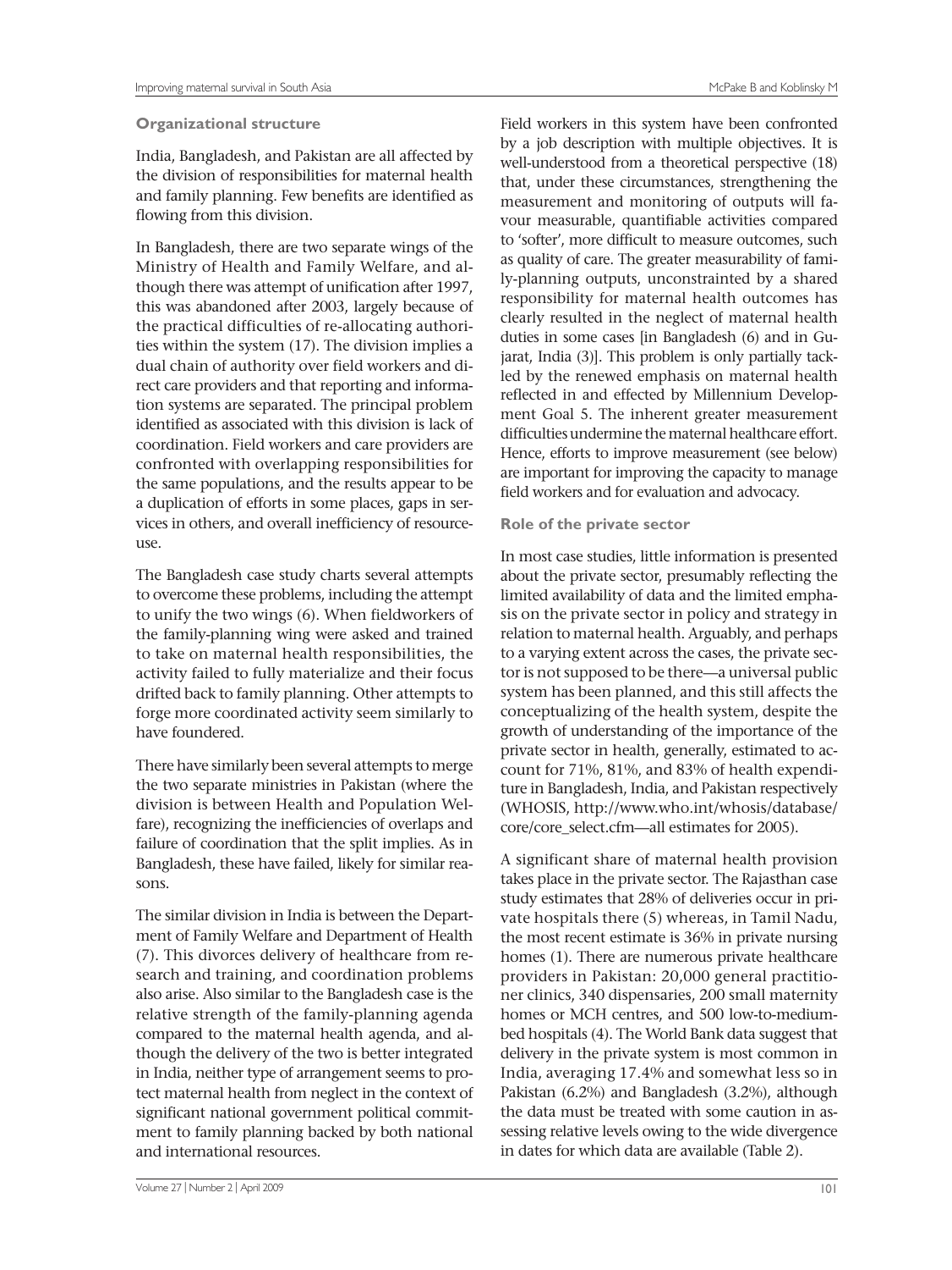### Organizational structure

India, Bangladesh, and Pakistan are all affected by the division of responsibilities for maternal health and family planning. Few benefits are identified as flowing from this division.

In Bangladesh, there are two separate wings of the Ministry of Health and Family Welfare, and although there was attempt of unification after 1997, this was abandoned after 2003, largely because of the practical difficulties of re-allocating authorities within the system (17). The division implies a dual chain of authority over field workers and direct care providers and that reporting and information systems are separated. The principal problem identified as associated with this division is lack of coordination. Field workers and care providers are confronted with overlapping responsibilities for the same populations, and the results appear to be a duplication of efforts in some places, gaps in services in others, and overall inefficiency of resource-use.

The Bangladesh case study charts several attempts to overcome these problems, including the attempt to unify the two wings (6). When fieldworkers of the family-planning wing were asked and trained to take on maternal health responsibilities, the activity failed to fully materialize and their focus drifted back to family planning. Other attempts to forge more coordinated activity seem similarly to have foundered.

There have similarly been several attempts to merge the two separate ministries in Pakistan (where the division is between Health and Population Welfare), recognizing the inefficiencies of overlaps and failure of coordination that the split implies. As in Bangladesh, these have failed, likely for similar reasons.

The similar division in India is between the Department of Family Welfare and Department of Health (7). This divorces delivery of healthcare from research and training, and coordination problems also arise. Also similar to the Bangladesh case is the relative strength of the family-planning agenda compared to the maternal health agenda, and although the delivery of the two is better integrated in India, neither type of arrangement seems to protect maternal health from neglect in the context of significant national government political commitment to family planning backed by both national and international resources.

Field workers in this system have been confronted by a job description with multiple objectives. It is well-understood from a theoretical perspective (18) that, under these circumstances, strengthening the measurement and monitoring of outputs will favour measurable, quantifiable activities compared to 'softer', more difficult to measure outcomes, such as quality of care. The greater measurability of family-planning outputs, unconstrainted by a shared responsibility for maternal health outcomes has clearly resulted in the neglect of maternal health duties in some cases [in Bangladesh (6) and in Gujarat, India (3)]. This problem is only partially tackled by the renewed emphasis on maternal health reflected in and effected by Millennium Development Goal 5. The inherent greater measurement difficulties undermine the maternal healthcare effort. Hence, efforts to improve measurement (see below) are important for improving the capacity to manage field workers and for evaluation and advocacy.

### Role of the private sector

In most case studies, little information is presented about the private sector, presumably reflecting the limited availability of data and the limited emphasis on the private sector in policy and strategy in relation to maternal health. Arguably, and perhaps to a varying extent across the cases, the private sector is not supposed to be there—a universal public system has been planned, and this still affects the conceptualizing of the health system, despite the growth of understanding of the importance of the private sector in health, generally, estimated to account for 71%, 81%, and 83% of health expenditure in Bangladesh, India, and Pakistan respectively (WHOSIS, http://www.who.int/whosis/database/core/core_select.cfm—all estimates for 2005).

A significant share of maternal health provision takes place in the private sector. The Rajasthan case study estimates that 28% of deliveries occur in private hospitals there (5) whereas, in Tamil Nadu, the most recent estimate is 36% in private nursing homes (1). There are numerous private healthcare providers in Pakistan: 20,000 general practitioner clinics, 340 dispensaries, 200 small maternity homes or MCH centres, and 500 low-to-medium-bed hospitals (4). The World Bank data suggest that delivery in the private system is most common in India, averaging 17.4% and somewhat less so in Pakistan (6.2%) and Bangladesh (3.2%), although the data must be treated with some caution in assessing relative levels owing to the wide divergence in dates for which data are available (Table 2).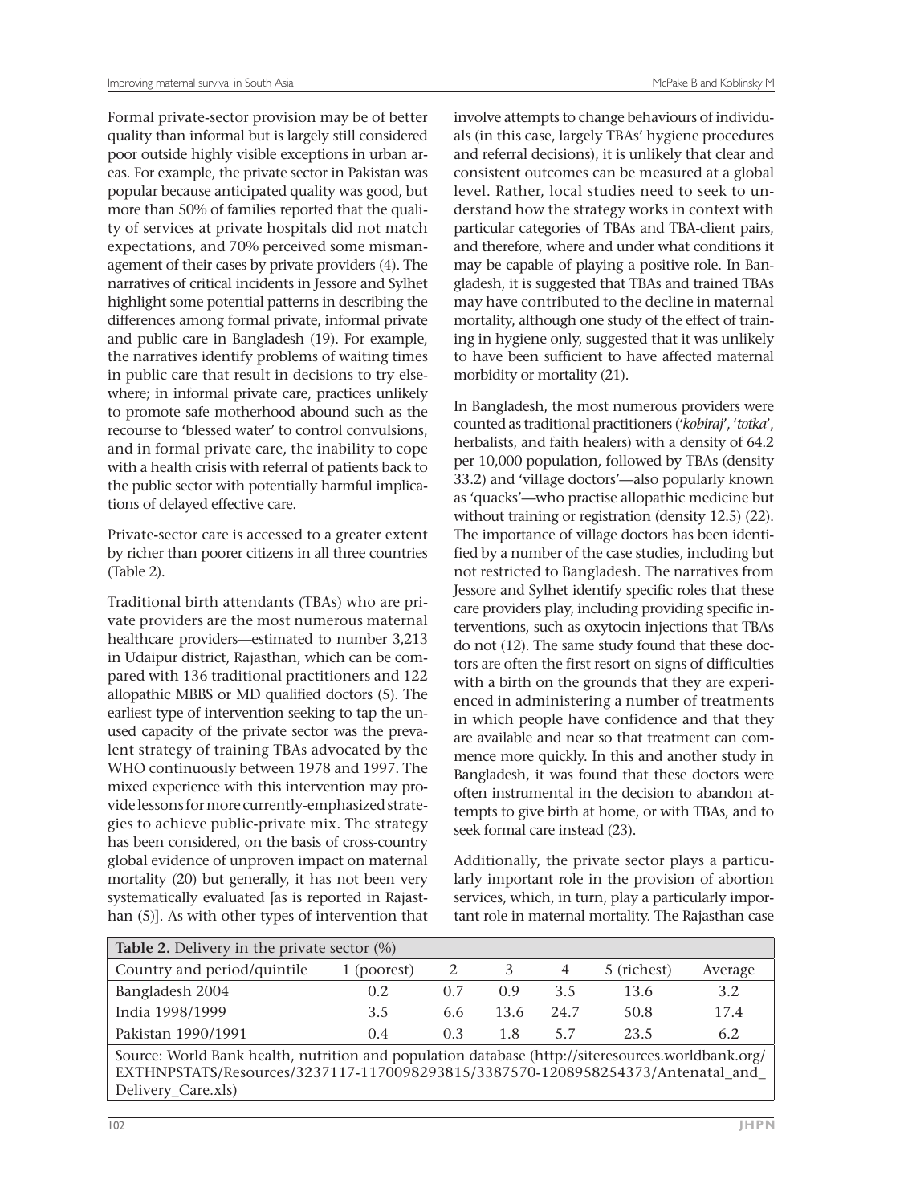Formal private-sector provision may be of better quality than informal but is largely still considered poor outside highly visible exceptions in urban areas. For example, the private sector in Pakistan was popular because anticipated quality was good, but more than 50% of families reported that the quality of services at private hospitals did not match expectations, and 70% perceived some mismanagement of their cases by private providers (4). The narratives of critical incidents in Jessore and Sylhet highlight some potential patterns in describing the differences among formal private, informal private and public care in Bangladesh (19). For example, the narratives identify problems of waiting times in public care that result in decisions to try elsewhere; in informal private care, practices unlikely to promote safe motherhood abound such as the recourse to 'blessed water' to control convulsions, and in formal private care, the inability to cope with a health crisis with referral of patients back to the public sector with potentially harmful implications of delayed effective care.

Private-sector care is accessed to a greater extent by richer than poorer citizens in all three countries (Table 2).

Traditional birth attendants (TBAs) who are private providers are the most numerous maternal healthcare providers—estimated to number 3,213 in Udaipur district, Rajasthan, which can be compared with 136 traditional practitioners and 122 allopathic MBBS or MD qualified doctors (5). The earliest type of intervention seeking to tap the unused capacity of the private sector was the prevalent strategy of training TBAs advocated by the WHO continuously between 1978 and 1997. The mixed experience with this intervention may provide lessons for more currently-emphasized strategies to achieve public-private mix. The strategy has been considered, on the basis of cross-country global evidence of unproven impact on maternal mortality (20) but generally, it has not been very systematically evaluated [as is reported in Rajasthan (5)]. As with other types of intervention that involve attempts to change behaviours of individuals (in this case, largely TBAs' hygiene procedures and referral decisions), it is unlikely that clear and consistent outcomes can be measured at a global level. Rather, local studies need to seek to understand how the strategy works in context with particular categories of TBAs and TBA-client pairs, and therefore, where and under what conditions it may be capable of playing a positive role. In Bangladesh, it is suggested that TBAs and trained TBAs may have contributed to the decline in maternal mortality, although one study of the effect of training in hygiene only, suggested that it was unlikely to have been sufficient to have affected maternal morbidity or mortality (21).

In Bangladesh, the most numerous providers were counted as traditional practitioners ('*kobiraj*', '*totka*', herbalists, and faith healers) with a density of 64.2 per 10,000 population, followed by TBAs (density 33.2) and 'village doctors'—also popularly known as 'quacks'—who practise allopathic medicine but without training or registration (density 12.5) (22). The importance of village doctors has been identified by a number of the case studies, including but not restricted to Bangladesh. The narratives from Jessore and Sylhet identify specific roles that these care providers play, including providing specific interventions, such as oxytocin injections that TBAs do not (12). The same study found that these doctors are often the first resort on signs of difficulties with a birth on the grounds that they are experienced in administering a number of treatments in which people have confidence and that they are available and near so that treatment can commence more quickly. In this and another study in Bangladesh, it was found that these doctors were often instrumental in the decision to abandon attempts to give birth at home, or with TBAs, and to seek formal care instead (23).

Additionally, the private sector plays a particularly important role in the provision of abortion services, which, in turn, play a particularly important role in maternal mortality. The Rajasthan case

**Table 2.** Delivery in the private sector (%)

| Country and period/quintile | 1 (poorest) | 2 | 3 | 4 | 5 (richest) | Average |
|---|---|---|---|---|---|---|
| Bangladesh 2004 | 0.2 | 0.7 | 0.9 | 3.5 | 13.6 | 3.2 |
| India 1998/1999 | 3.5 | 6.6 | 13.6 | 24.7 | 50.8 | 17.4 |
| Pakistan 1990/1991 | 0.4 | 0.3 | 1.8 | 5.7 | 23.5 | 6.2 |

Source: World Bank health, nutrition and population database (http://siteresources.worldbank.org/EXTHNPSTATS/Resources/3237117-1170098293815/3387570-1208958254373/Antenatal_and_Delivery_Care.xls)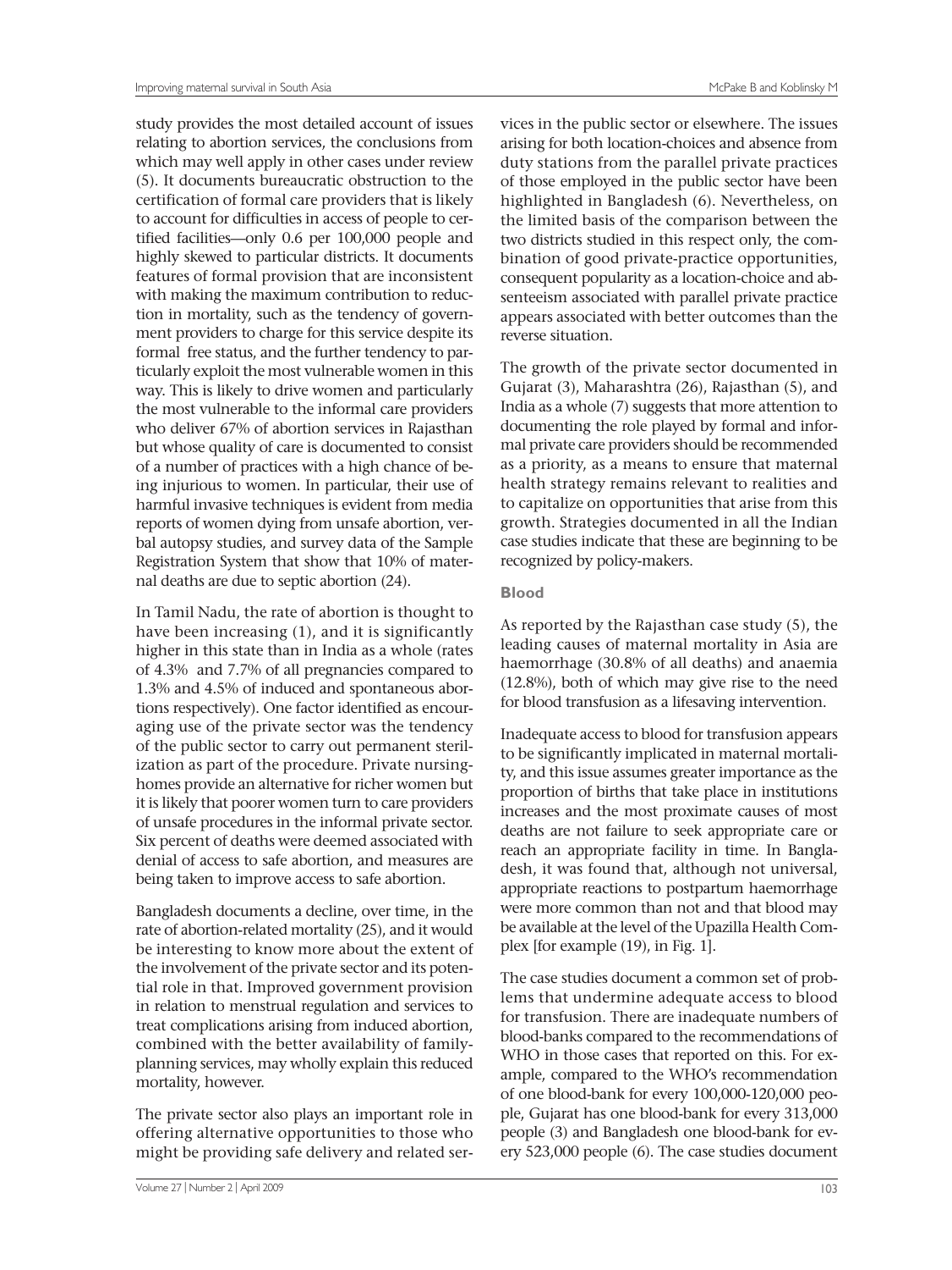study provides the most detailed account of issues relating to abortion services, the conclusions from which may well apply in other cases under review (5). It documents bureaucratic obstruction to the certification of formal care providers that is likely to account for difficulties in access of people to certified facilities—only 0.6 per 100,000 people and highly skewed to particular districts. It documents features of formal provision that are inconsistent with making the maximum contribution to reduction in mortality, such as the tendency of government providers to charge for this service despite its formal free status, and the further tendency to particularly exploit the most vulnerable women in this way. This is likely to drive women and particularly the most vulnerable to the informal care providers who deliver 67% of abortion services in Rajasthan but whose quality of care is documented to consist of a number of practices with a high chance of being injurious to women. In particular, their use of harmful invasive techniques is evident from media reports of women dying from unsafe abortion, verbal autopsy studies, and survey data of the Sample Registration System that show that 10% of maternal deaths are due to septic abortion (24).

In Tamil Nadu, the rate of abortion is thought to have been increasing (1), and it is significantly higher in this state than in India as a whole (rates of 4.3% and 7.7% of all pregnancies compared to 1.3% and 4.5% of induced and spontaneous abortions respectively). One factor identified as encouraging use of the private sector was the tendency of the public sector to carry out permanent sterilization as part of the procedure. Private nursing-homes provide an alternative for richer women but it is likely that poorer women turn to care providers of unsafe procedures in the informal private sector. Six percent of deaths were deemed associated with denial of access to safe abortion, and measures are being taken to improve access to safe abortion.

Bangladesh documents a decline, over time, in the rate of abortion-related mortality (25), and it would be interesting to know more about the extent of the involvement of the private sector and its potential role in that. Improved government provision in relation to menstrual regulation and services to treat complications arising from induced abortion, combined with the better availability of family-planning services, may wholly explain this reduced mortality, however.

The private sector also plays an important role in offering alternative opportunities to those who might be providing safe delivery and related services in the public sector or elsewhere. The issues arising for both location-choices and absence from duty stations from the parallel private practices of those employed in the public sector have been highlighted in Bangladesh (6). Nevertheless, on the limited basis of the comparison between the two districts studied in this respect only, the combination of good private-practice opportunities, consequent popularity as a location-choice and absenteeism associated with parallel private practice appears associated with better outcomes than the reverse situation.

The growth of the private sector documented in Gujarat (3), Maharashtra (26), Rajasthan (5), and India as a whole (7) suggests that more attention to documenting the role played by formal and informal private care providers should be recommended as a priority, as a means to ensure that maternal health strategy remains relevant to realities and to capitalize on opportunities that arise from this growth. Strategies documented in all the Indian case studies indicate that these are beginning to be recognized by policy-makers.

### Blood

As reported by the Rajasthan case study (5), the leading causes of maternal mortality in Asia are haemorrhage (30.8% of all deaths) and anaemia (12.8%), both of which may give rise to the need for blood transfusion as a lifesaving intervention.

Inadequate access to blood for transfusion appears to be significantly implicated in maternal mortality, and this issue assumes greater importance as the proportion of births that take place in institutions increases and the most proximate causes of most deaths are not failure to seek appropriate care or reach an appropriate facility in time. In Bangladesh, it was found that, although not universal, appropriate reactions to postpartum haemorrhage were more common than not and that blood may be available at the level of the Upazilla Health Complex [for example (19), in Fig. 1].

The case studies document a common set of problems that undermine adequate access to blood for transfusion. There are inadequate numbers of blood-banks compared to the recommendations of WHO in those cases that reported on this. For example, compared to the WHO's recommendation of one blood-bank for every 100,000-120,000 people, Gujarat has one blood-bank for every 313,000 people (3) and Bangladesh one blood-bank for every 523,000 people (6). The case studies document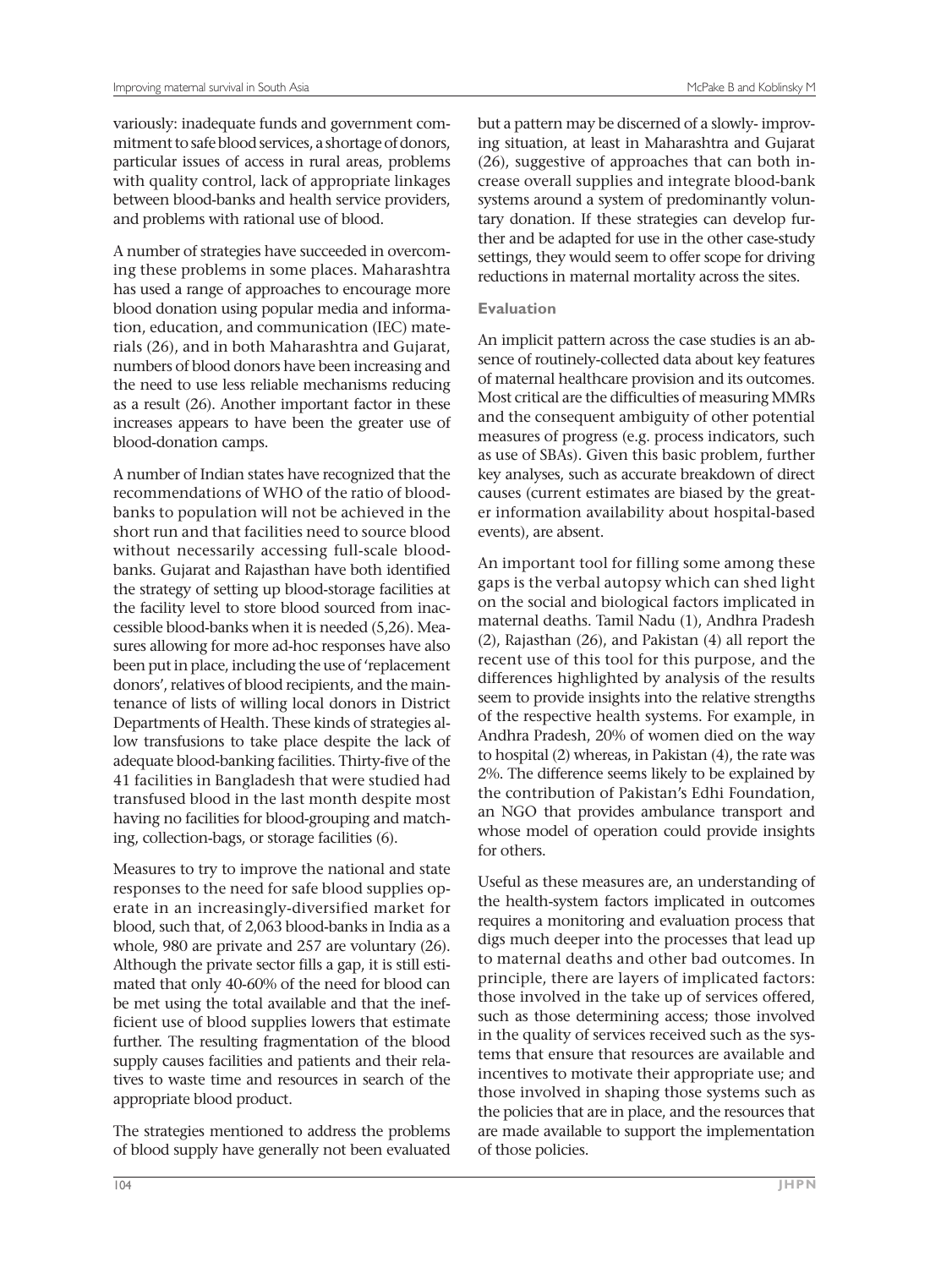variously: inadequate funds and government commitment to safe blood services, a shortage of donors, particular issues of access in rural areas, problems with quality control, lack of appropriate linkages between blood-banks and health service providers, and problems with rational use of blood.

A number of strategies have succeeded in overcoming these problems in some places. Maharashtra has used a range of approaches to encourage more blood donation using popular media and information, education, and communication (IEC) materials (26), and in both Maharashtra and Gujarat, numbers of blood donors have been increasing and the need to use less reliable mechanisms reducing as a result (26). Another important factor in these increases appears to have been the greater use of blood-donation camps.

A number of Indian states have recognized that the recommendations of WHO of the ratio of blood-banks to population will not be achieved in the short run and that facilities need to source blood without necessarily accessing full-scale blood-banks. Gujarat and Rajasthan have both identified the strategy of setting up blood-storage facilities at the facility level to store blood sourced from inaccessible blood-banks when it is needed (5,26). Measures allowing for more ad-hoc responses have also been put in place, including the use of 'replacement donors', relatives of blood recipients, and the maintenance of lists of willing local donors in District Departments of Health. These kinds of strategies allow transfusions to take place despite the lack of adequate blood-banking facilities. Thirty-five of the 41 facilities in Bangladesh that were studied had transfused blood in the last month despite most having no facilities for blood-grouping and matching, collection-bags, or storage facilities (6).

Measures to try to improve the national and state responses to the need for safe blood supplies operate in an increasingly-diversified market for blood, such that, of 2,063 blood-banks in India as a whole, 980 are private and 257 are voluntary (26). Although the private sector fills a gap, it is still estimated that only 40-60% of the need for blood can be met using the total available and that the inefficient use of blood supplies lowers that estimate further. The resulting fragmentation of the blood supply causes facilities and patients and their relatives to waste time and resources in search of the appropriate blood product.

The strategies mentioned to address the problems of blood supply have generally not been evaluated but a pattern may be discerned of a slowly- improving situation, at least in Maharashtra and Gujarat (26), suggestive of approaches that can both increase overall supplies and integrate blood-bank systems around a system of predominantly voluntary donation. If these strategies can develop further and be adapted for use in the other case-study settings, they would seem to offer scope for driving reductions in maternal mortality across the sites.

### Evaluation

An implicit pattern across the case studies is an absence of routinely-collected data about key features of maternal healthcare provision and its outcomes. Most critical are the difficulties of measuring MMRs and the consequent ambiguity of other potential measures of progress (e.g. process indicators, such as use of SBAs). Given this basic problem, further key analyses, such as accurate breakdown of direct causes (current estimates are biased by the greater information availability about hospital-based events), are absent.

An important tool for filling some among these gaps is the verbal autopsy which can shed light on the social and biological factors implicated in maternal deaths. Tamil Nadu (1), Andhra Pradesh (2), Rajasthan (26), and Pakistan (4) all report the recent use of this tool for this purpose, and the differences highlighted by analysis of the results seem to provide insights into the relative strengths of the respective health systems. For example, in Andhra Pradesh, 20% of women died on the way to hospital (2) whereas, in Pakistan (4), the rate was 2%. The difference seems likely to be explained by the contribution of Pakistan's Edhi Foundation, an NGO that provides ambulance transport and whose model of operation could provide insights for others.

Useful as these measures are, an understanding of the health-system factors implicated in outcomes requires a monitoring and evaluation process that digs much deeper into the processes that lead up to maternal deaths and other bad outcomes. In principle, there are layers of implicated factors: those involved in the take up of services offered, such as those determining access; those involved in the quality of services received such as the systems that ensure that resources are available and incentives to motivate their appropriate use; and those involved in shaping those systems such as the policies that are in place, and the resources that are made available to support the implementation of those policies.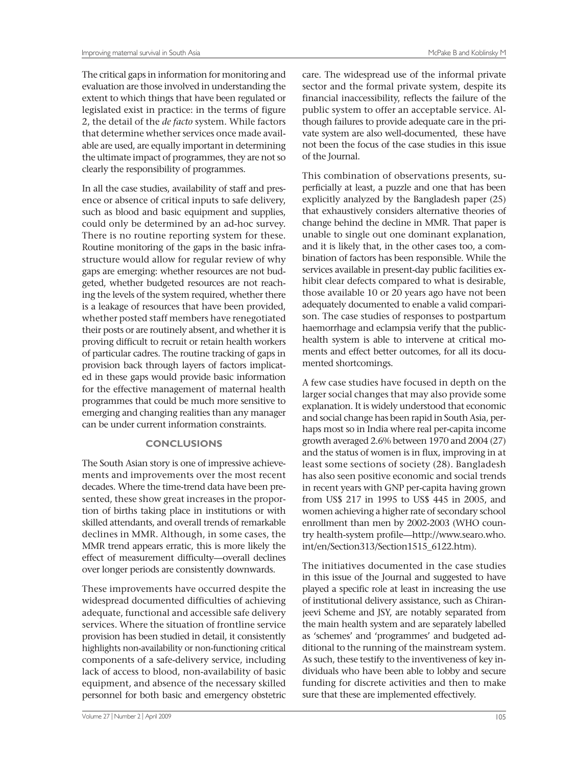The critical gaps in information for monitoring and evaluation are those involved in understanding the extent to which things that have been regulated or legislated exist in practice: in the terms of figure 2, the detail of the *de facto* system. While factors that determine whether services once made available are used, are equally important in determining the ultimate impact of programmes, they are not so clearly the responsibility of programmes.

In all the case studies, availability of staff and presence or absence of critical inputs to safe delivery, such as blood and basic equipment and supplies, could only be determined by an ad-hoc survey. There is no routine reporting system for these. Routine monitoring of the gaps in the basic infrastructure would allow for regular review of why gaps are emerging: whether resources are not budgeted, whether budgeted resources are not reaching the levels of the system required, whether there is a leakage of resources that have been provided, whether posted staff members have renegotiated their posts or are routinely absent, and whether it is proving difficult to recruit or retain health workers of particular cadres. The routine tracking of gaps in provision back through layers of factors implicated in these gaps would provide basic information for the effective management of maternal health programmes that could be much more sensitive to emerging and changing realities than any manager can be under current information constraints.

## CONCLUSIONS

The South Asian story is one of impressive achievements and improvements over the most recent decades. Where the time-trend data have been presented, these show great increases in the proportion of births taking place in institutions or with skilled attendants, and overall trends of remarkable declines in MMR. Although, in some cases, the MMR trend appears erratic, this is more likely the effect of measurement difficulty—overall declines over longer periods are consistently downwards.

These improvements have occurred despite the widespread documented difficulties of achieving adequate, functional and accessible safe delivery services. Where the situation of frontline service provision has been studied in detail, it consistently highlights non-availability or non-functioning critical components of a safe-delivery service, including lack of access to blood, non-availability of basic equipment, and absence of the necessary skilled personnel for both basic and emergency obstetric care. The widespread use of the informal private sector and the formal private system, despite its financial inaccessibility, reflects the failure of the public system to offer an acceptable service. Although failures to provide adequate care in the private system are also well-documented, these have not been the focus of the case studies in this issue of the Journal.

This combination of observations presents, superficially at least, a puzzle and one that has been explicitly analyzed by the Bangladesh paper (25) that exhaustively considers alternative theories of change behind the decline in MMR. That paper is unable to single out one dominant explanation, and it is likely that, in the other cases too, a combination of factors has been responsible. While the services available in present-day public facilities exhibit clear defects compared to what is desirable, those available 10 or 20 years ago have not been adequately documented to enable a valid comparison. The case studies of responses to postpartum haemorrhage and eclampsia verify that the public-health system is able to intervene at critical moments and effect better outcomes, for all its documented shortcomings.

A few case studies have focused in depth on the larger social changes that may also provide some explanation. It is widely understood that economic and social change has been rapid in South Asia, perhaps most so in India where real per-capita income growth averaged 2.6% between 1970 and 2004 (27) and the status of women is in flux, improving in at least some sections of society (28). Bangladesh has also seen positive economic and social trends in recent years with GNP per-capita having grown from US$ 217 in 1995 to US$ 445 in 2005, and women achieving a higher rate of secondary school enrollment than men by 2002-2003 (WHO country health-system profile—http://www.searo.who.int/en/Section313/Section1515_6122.htm).

The initiatives documented in the case studies in this issue of the Journal and suggested to have played a specific role at least in increasing the use of institutional delivery assistance, such as Chiranjeevi Scheme and JSY, are notably separated from the main health system and are separately labelled as 'schemes' and 'programmes' and budgeted additional to the running of the mainstream system. As such, these testify to the inventiveness of key individuals who have been able to lobby and secure funding for discrete activities and then to make sure that these are implemented effectively.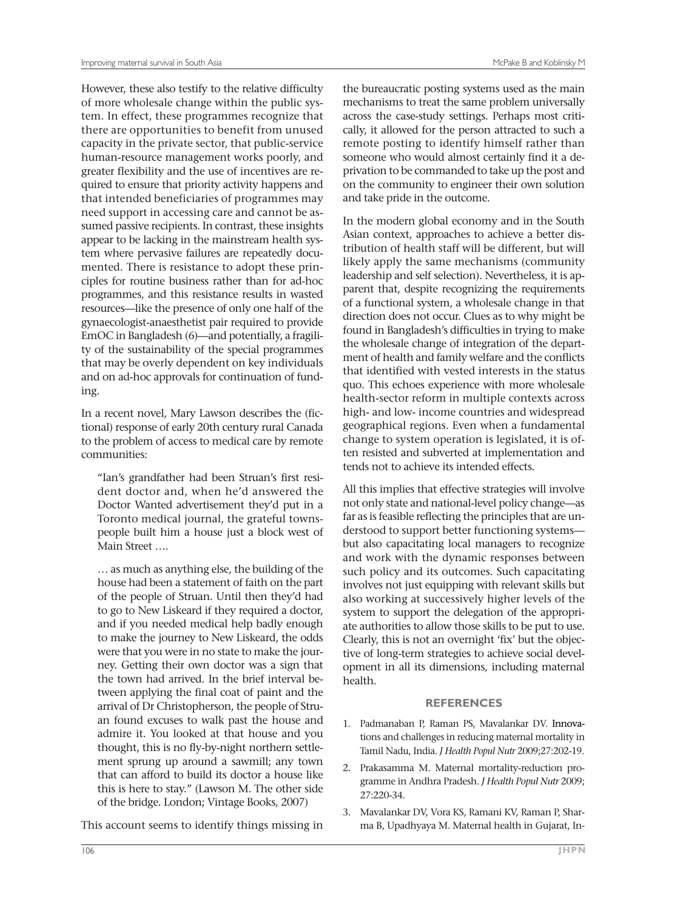However, these also testify to the relative difficulty of more wholesale change within the public system. In effect, these programmes recognize that there are opportunities to benefit from unused capacity in the private sector, that public-service human-resource management works poorly, and greater flexibility and the use of incentives are required to ensure that priority activity happens and that intended beneficiaries of programmes may need support in accessing care and cannot be assumed passive recipients. In contrast, these insights appear to be lacking in the mainstream health system where pervasive failures are repeatedly documented. There is resistance to adopt these principles for routine business rather than for ad-hoc programmes, and this resistance results in wasted resources—like the presence of only one half of the gynaecologist-anaesthetist pair required to provide EmOC in Bangladesh (6)—and potentially, a fragility of the sustainability of the special programmes that may be overly dependent on key individuals and on ad-hoc approvals for continuation of funding.

In a recent novel, Mary Lawson describes the (fictional) response of early 20th century rural Canada to the problem of access to medical care by remote communities:

> "Ian's grandfather had been Struan's first resident doctor and, when he'd answered the Doctor Wanted advertisement they'd put in a Toronto medical journal, the grateful townspeople built him a house just a block west of Main Street ….
>
> … as much as anything else, the building of the house had been a statement of faith on the part of the people of Struan. Until then they'd had to go to New Liskeard if they required a doctor, and if you needed medical help badly enough to make the journey to New Liskeard, the odds were that you were in no state to make the journey. Getting their own doctor was a sign that the town had arrived. In the brief interval between applying the final coat of paint and the arrival of Dr Christopherson, the people of Struan found excuses to walk past the house and admire it. You looked at that house and you thought, this is no fly-by-night northern settlement sprung up around a sawmill; any town that can afford to build its doctor a house like this is here to stay." (Lawson M. The other side of the bridge. London; Vintage Books, 2007)

This account seems to identify things missing in the bureaucratic posting systems used as the main mechanisms to treat the same problem universally across the case-study settings. Perhaps most critically, it allowed for the person attracted to such a remote posting to identify himself rather than someone who would almost certainly find it a deprivation to be commanded to take up the post and on the community to engineer their own solution and take pride in the outcome.

In the modern global economy and in the South Asian context, approaches to achieve a better distribution of health staff will be different, but will likely apply the same mechanisms (community leadership and self selection). Nevertheless, it is apparent that, despite recognizing the requirements of a functional system, a wholesale change in that direction does not occur. Clues as to why might be found in Bangladesh's difficulties in trying to make the wholesale change of integration of the department of health and family welfare and the conflicts that identified with vested interests in the status quo. This echoes experience with more wholesale health-sector reform in multiple contexts across high- and low- income countries and widespread geographical regions. Even when a fundamental change to system operation is legislated, it is often resisted and subverted at implementation and tends not to achieve its intended effects.

All this implies that effective strategies will involve not only state and national-level policy change—as far as is feasible reflecting the principles that are understood to support better functioning systems—but also capacitating local managers to recognize and work with the dynamic responses between such policy and its outcomes. Such capacitating involves not just equipping with relevant skills but also working at successively higher levels of the system to support the delegation of the appropriate authorities to allow those skills to be put to use. Clearly, this is not an overnight 'fix' but the objective of long-term strategies to achieve social development in all its dimensions, including maternal health.

## REFERENCES

1. Padmanaban P, Raman PS, Mavalankar DV. Innovations and challenges in reducing maternal mortality in Tamil Nadu, India. *J Health Popul Nutr* 2009;27:202-19.
2. Prakasamma M. Maternal mortality-reduction programme in Andhra Pradesh. *J Health Popul Nutr* 2009; 27:220-34.
3. Mavalankar DV, Vora KS, Ramani KV, Raman P, Sharma B, Upadhyaya M. Maternal health in Gujarat, In-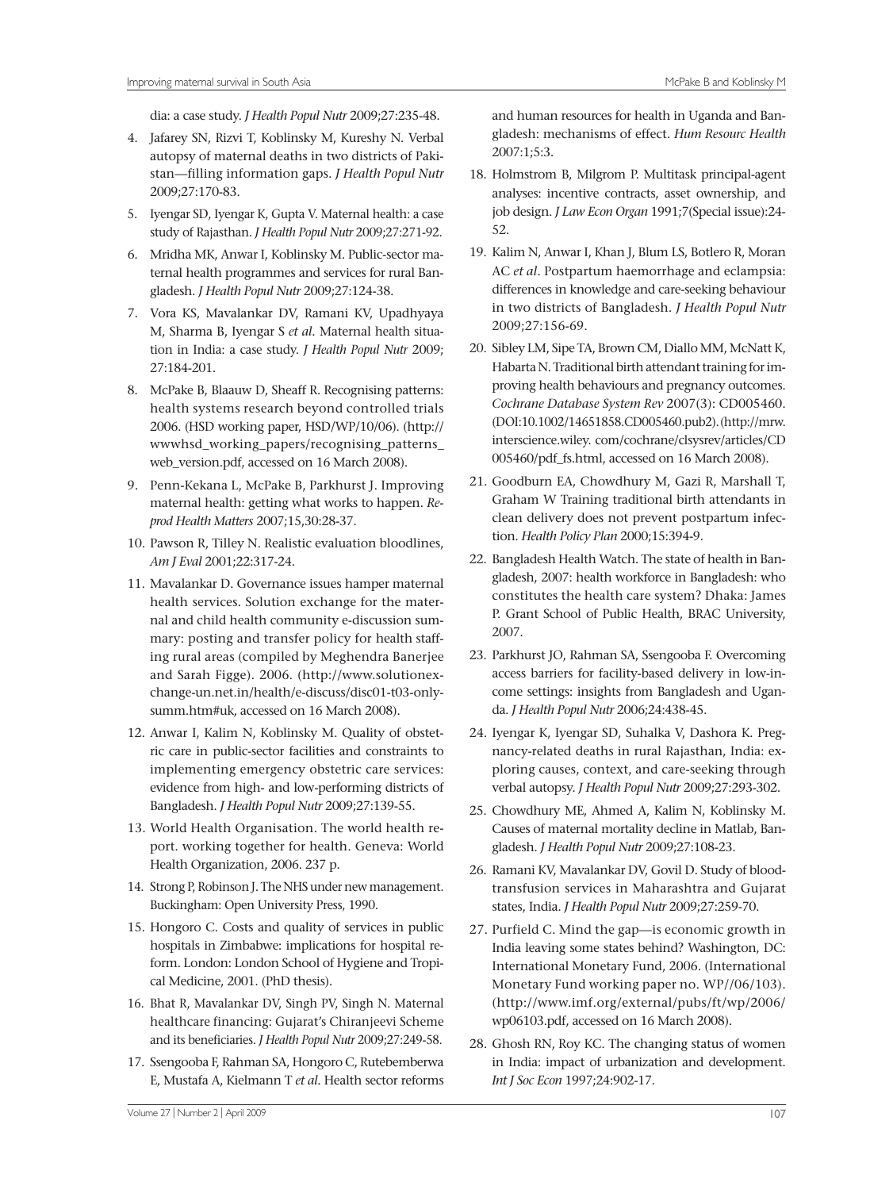dia: a case study. *J Health Popul Nutr* 2009;27:235-48.

4. Jafarey SN, Rizvi T, Koblinsky M, Kureshy N. Verbal autopsy of maternal deaths in two districts of Pakistan—filling information gaps. *J Health Popul Nutr* 2009;27:170-83.
5. Iyengar SD, Iyengar K, Gupta V. Maternal health: a case study of Rajasthan. *J Health Popul Nutr* 2009;27:271-92.
6. Mridha MK, Anwar I, Koblinsky M. Public-sector maternal health programmes and services for rural Bangladesh. *J Health Popul Nutr* 2009;27:124-38.
7. Vora KS, Mavalankar DV, Ramani KV, Upadhyaya M, Sharma B, Iyengar S *et al*. Maternal health situation in India: a case study. *J Health Popul Nutr* 2009; 27:184-201.
8. McPake B, Blaauw D, Sheaff R. Recognising patterns: health systems research beyond controlled trials 2006. (HSD working paper, HSD/WP/10/06). (http://wwwhsd_working_papers/recognising_patterns_web_version.pdf, accessed on 16 March 2008).
9. Penn-Kekana L, McPake B, Parkhurst J. Improving maternal health: getting what works to happen. *Reprod Health Matters* 2007;15,30:28-37.
10. Pawson R, Tilley N. Realistic evaluation bloodlines, *Am J Eval* 2001;22:317-24.
11. Mavalankar D. Governance issues hamper maternal health services. Solution exchange for the maternal and child health community e-discussion summary: posting and transfer policy for health staffing rural areas (compiled by Meghendra Banerjee and Sarah Figge). 2006. (http://www.solutionexchange-un.net.in/health/e-discuss/disc01-t03-onlysumm.htm#uk, accessed on 16 March 2008).
12. Anwar I, Kalim N, Koblinsky M. Quality of obstetric care in public-sector facilities and constraints to implementing emergency obstetric care services: evidence from high- and low-performing districts of Bangladesh. *J Health Popul Nutr* 2009;27:139-55.
13. World Health Organisation. The world health report. working together for health. Geneva: World Health Organization, 2006. 237 p.
14. Strong P, Robinson J. The NHS under new management. Buckingham: Open University Press, 1990.
15. Hongoro C. Costs and quality of services in public hospitals in Zimbabwe: implications for hospital reform. London: London School of Hygiene and Tropical Medicine, 2001. (PhD thesis).
16. Bhat R, Mavalankar DV, Singh PV, Singh N. Maternal healthcare financing: Gujarat's Chiranjeevi Scheme and its beneficiaries. *J Health Popul Nutr* 2009;27:249-58.
17. Ssengooba F, Rahman SA, Hongoro C, Rutebemberwa E, Mustafa A, Kielmann T *et al*. Health sector reforms and human resources for health in Uganda and Bangladesh: mechanisms of effect. *Hum Resourc Health* 2007:1;5:3.
18. Holmstrom B, Milgrom P. Multitask principal-agent analyses: incentive contracts, asset ownership, and job design. *J Law Econ Organ* 1991;7(Special issue):24-52.
19. Kalim N, Anwar I, Khan J, Blum LS, Botlero R, Moran AC *et al*. Postpartum haemorrhage and eclampsia: differences in knowledge and care-seeking behaviour in two districts of Bangladesh. *J Health Popul Nutr* 2009;27:156-69.
20. Sibley LM, Sipe TA, Brown CM, Diallo MM, McNatt K, Habarta N. Traditional birth attendant training for improving health behaviours and pregnancy outcomes. *Cochrane Database System Rev* 2007(3): CD005460. (DOI:10.1002/14651858.CD005460.pub2). (http://mrw.interscience.wiley. com/cochrane/clsysrev/articles/CD005460/pdf_fs.html, accessed on 16 March 2008).
21. Goodburn EA, Chowdhury M, Gazi R, Marshall T, Graham W Training traditional birth attendants in clean delivery does not prevent postpartum infection. *Health Policy Plan* 2000;15:394-9.
22. Bangladesh Health Watch. The state of health in Bangladesh, 2007: health workforce in Bangladesh: who constitutes the health care system? Dhaka: James P. Grant School of Public Health, BRAC University, 2007.
23. Parkhurst JO, Rahman SA, Ssengooba F. Overcoming access barriers for facility-based delivery in low-income settings: insights from Bangladesh and Uganda. *J Health Popul Nutr* 2006;24:438-45.
24. Iyengar K, Iyengar SD, Suhalka V, Dashora K. Pregnancy-related deaths in rural Rajasthan, India: exploring causes, context, and care-seeking through verbal autopsy. *J Health Popul Nutr* 2009;27:293-302.
25. Chowdhury ME, Ahmed A, Kalim N, Koblinsky M. Causes of maternal mortality decline in Matlab, Bangladesh. *J Health Popul Nutr* 2009;27:108-23.
26. Ramani KV, Mavalankar DV, Govil D. Study of blood-transfusion services in Maharashtra and Gujarat states, India. *J Health Popul Nutr* 2009;27:259-70.
27. Purfield C. Mind the gap—is economic growth in India leaving some states behind? Washington, DC: International Monetary Fund, 2006. (International Monetary Fund working paper no. WP//06/103). (http://www.imf.org/external/pubs/ft/wp/2006/wp06103.pdf, accessed on 16 March 2008).
28. Ghosh RN, Roy KC. The changing status of women in India: impact of urbanization and development. *Int J Soc Econ* 1997;24:902-17.